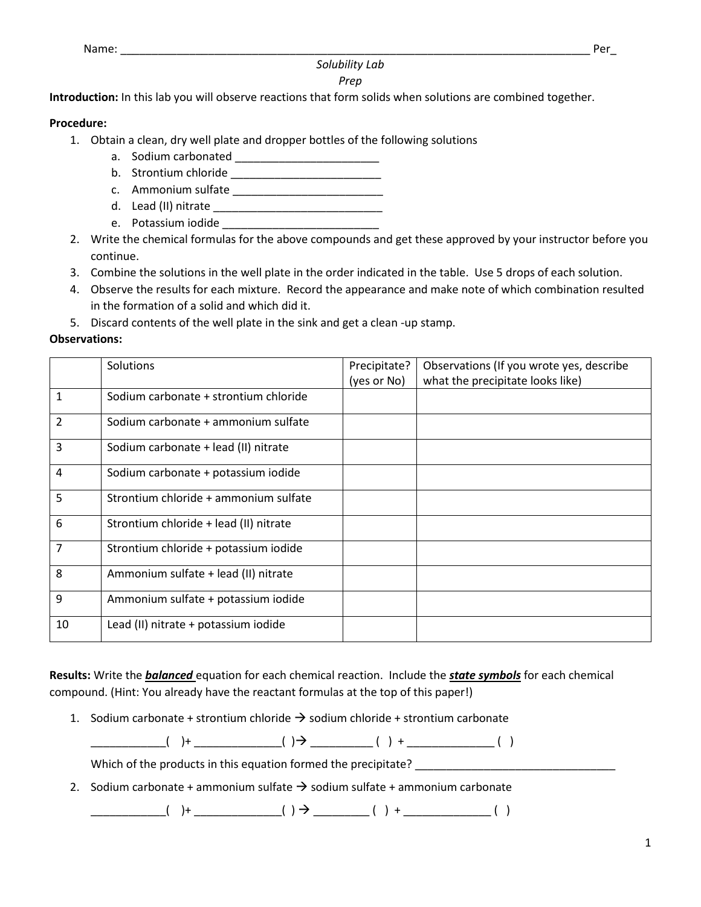Name: ______________________________________________________________________________ Per_

*Solubility Lab*

*Prep*

**Introduction:** In this lab you will observe reactions that form solids when solutions are combined together.

**Procedure:**

1. Obtain a clean, dry well plate and dropper bottles of the following solutions
   a. Sodium carbonated _______________________
   b. Strontium chloride ________________________
   c. Ammonium sulfate ________________________
   d. Lead (II) nitrate ___________________________
   e. Potassium iodide __________________________
2. Write the chemical formulas for the above compounds and get these approved by your instructor before you continue.
3. Combine the solutions in the well plate in the order indicated in the table. Use 5 drops of each solution.
4. Observe the results for each mixture. Record the appearance and make note of which combination resulted in the formation of a solid and which did it.
5. Discard contents of the well plate in the sink and get a clean -up stamp.

**Observations:**

| | Solutions | Precipitate? (yes or No) | Observations (If you wrote yes, describe what the precipitate looks like) |
|---|---|---|---|
| 1 | Sodium carbonate + strontium chloride | | |
| 2 | Sodium carbonate + ammonium sulfate | | |
| 3 | Sodium carbonate + lead (II) nitrate | | |
| 4 | Sodium carbonate + potassium iodide | | |
| 5 | Strontium chloride + ammonium sulfate | | |
| 6 | Strontium chloride + lead (II) nitrate | | |
| 7 | Strontium chloride + potassium iodide | | |
| 8 | Ammonium sulfate + lead (II) nitrate | | |
| 9 | Ammonium sulfate + potassium iodide | | |
| 10 | Lead (II) nitrate + potassium iodide | | |

**Results:** Write the ***balanced*** equation for each chemical reaction. Include the ***state symbols*** for each chemical compound. (Hint: You already have the reactant formulas at the top of this paper!)

1. Sodium carbonate + strontium chloride → sodium chloride + strontium carbonate

   ___________( )+ _____________( )→ _________ ( ) + _____________ ( )

   Which of the products in this equation formed the precipitate? ________________________________

2. Sodium carbonate + ammonium sulfate → sodium sulfate + ammonium carbonate

   ___________( )+ _____________( ) → ________ ( ) + _____________ ( )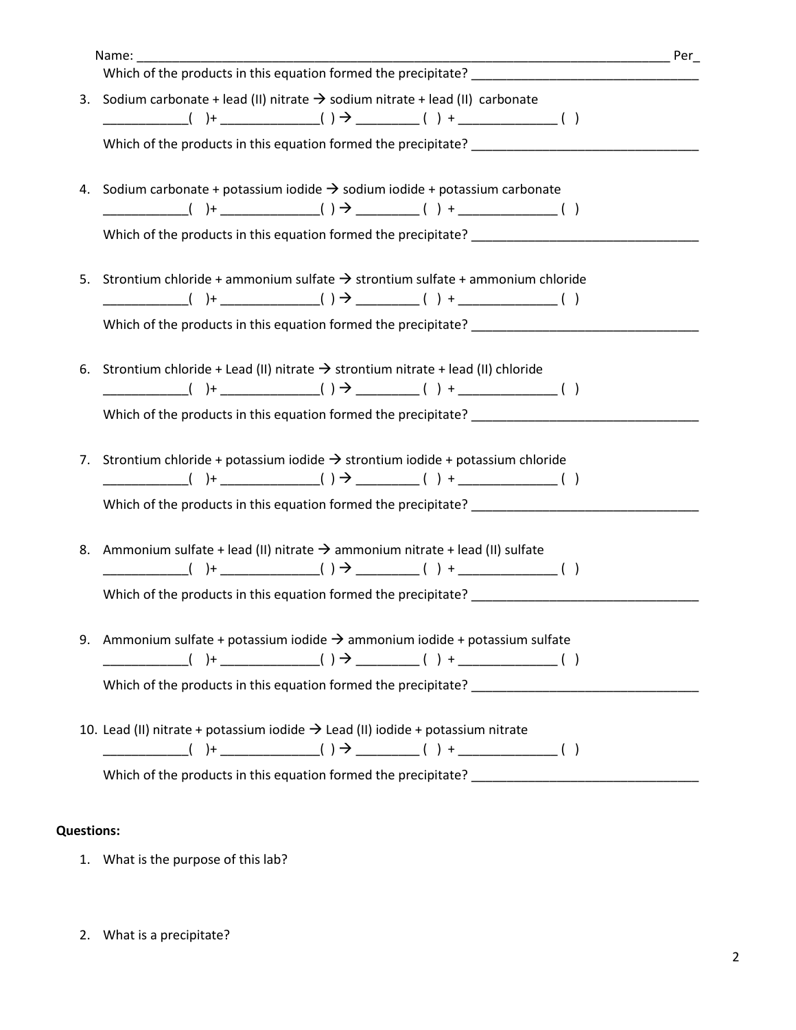Name: _______________________________________________________________________________ Per_

Which of the products in this equation formed the precipitate? ________________________________

3. Sodium carbonate + lead (II) nitrate → sodium nitrate + lead (II) carbonate

   ___________(  )+ _____________( ) → ________ ( ) + _____________ ( )

   Which of the products in this equation formed the precipitate? ________________________________

4. Sodium carbonate + potassium iodide → sodium iodide + potassium carbonate

   ___________(  )+ _____________( ) → ________ ( ) + _____________ ( )

   Which of the products in this equation formed the precipitate? ________________________________

5. Strontium chloride + ammonium sulfate → strontium sulfate + ammonium chloride

   ___________(  )+ _____________( ) → ________ ( ) + _____________ ( )

   Which of the products in this equation formed the precipitate? ________________________________

6. Strontium chloride + Lead (II) nitrate → strontium nitrate + lead (II) chloride

   ___________(  )+ _____________( ) → ________ ( ) + _____________ ( )

   Which of the products in this equation formed the precipitate? ________________________________

7. Strontium chloride + potassium iodide → strontium iodide + potassium chloride

   ___________(  )+ _____________( ) → ________ ( ) + _____________ ( )

   Which of the products in this equation formed the precipitate? ________________________________

8. Ammonium sulfate + lead (II) nitrate → ammonium nitrate + lead (II) sulfate

   ___________(  )+ _____________( ) → ________ ( ) + _____________ ( )

   Which of the products in this equation formed the precipitate? ________________________________

9. Ammonium sulfate + potassium iodide → ammonium iodide + potassium sulfate

   ___________(  )+ _____________( ) → ________ ( ) + _____________ ( )

   Which of the products in this equation formed the precipitate? ________________________________

10. Lead (II) nitrate + potassium iodide → Lead (II) iodide + potassium nitrate

    ___________(  )+ _____________( ) → ________ ( ) + _____________ ( )

    Which of the products in this equation formed the precipitate? ________________________________

**Questions:**

1. What is the purpose of this lab?

2. What is a precipitate?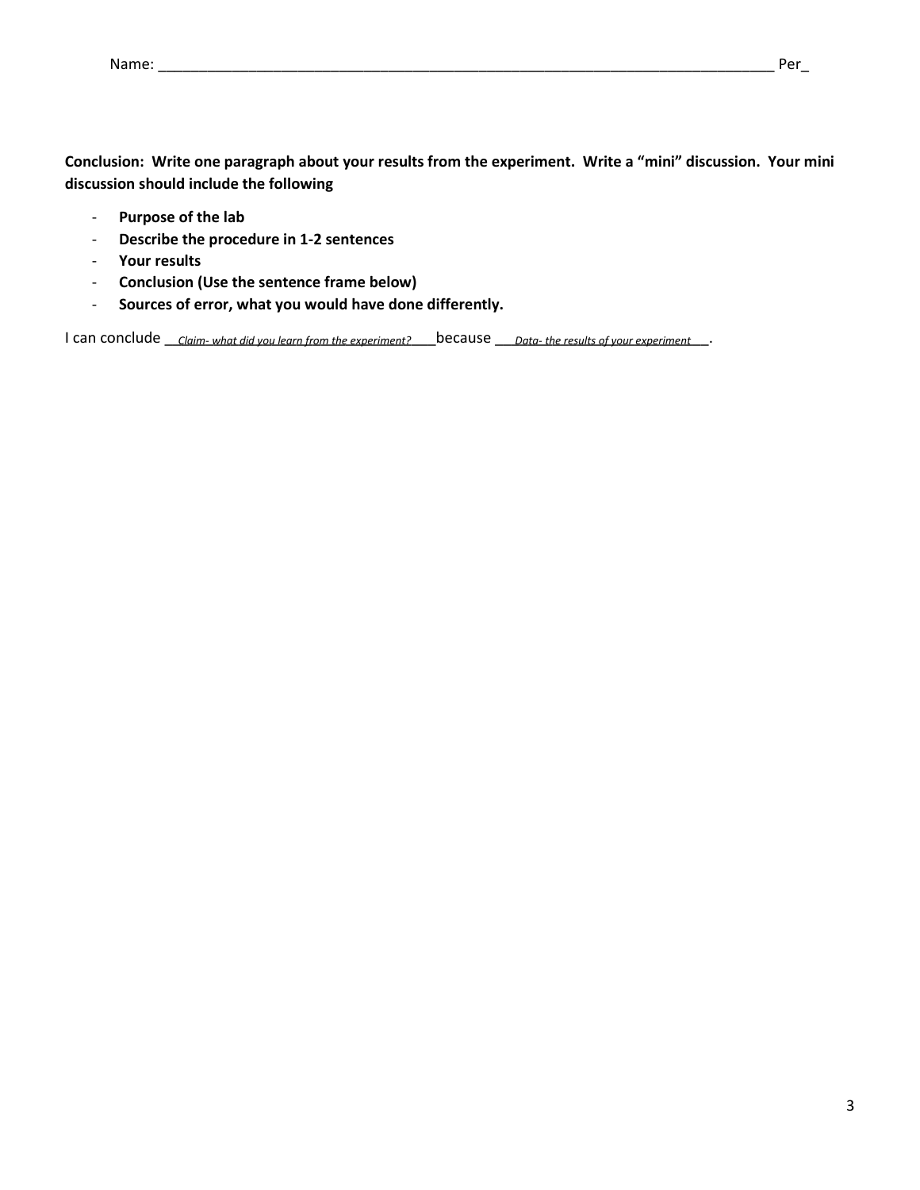Name: _______________________________________________________________________________ Per_

**Conclusion: Write one paragraph about your results from the experiment. Write a "mini" discussion. Your mini discussion should include the following**

- **Purpose of the lab**
- **Describe the procedure in 1-2 sentences**
- **Your results**
- **Conclusion (Use the sentence frame below)**
- **Sources of error, what you would have done differently.**

I can conclude __*Claim- what did you learn from the experiment?*____because ___*Data- the results of your experiment*___.